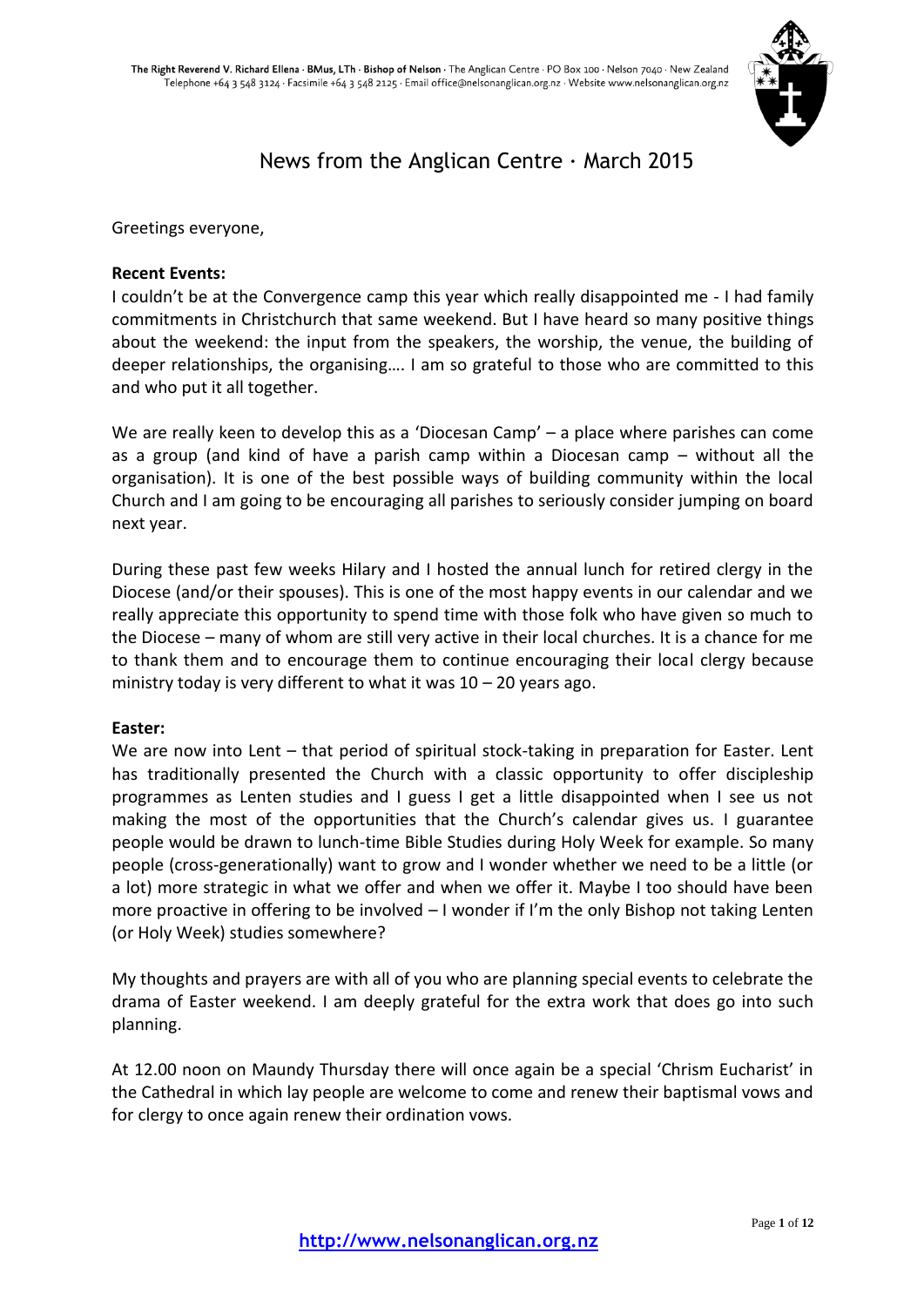The Right Reverend V. Richard Ellena · BMus, LTh · Bishop of Nelson · The Anglican Centre · PO Box 100 · Nelson 7040 · New Zealand
Telephone +64 3 548 3124 · Facsimile +64 3 548 2125 · Email office@nelsonanglican.org.nz · Website www.nelsonanglican.org.nz

# News from the Anglican Centre · March 2015

Greetings everyone,

**Recent Events:**
I couldn't be at the Convergence camp this year which really disappointed me - I had family commitments in Christchurch that same weekend. But I have heard so many positive things about the weekend: the input from the speakers, the worship, the venue, the building of deeper relationships, the organising…. I am so grateful to those who are committed to this and who put it all together.

We are really keen to develop this as a 'Diocesan Camp' – a place where parishes can come as a group (and kind of have a parish camp within a Diocesan camp – without all the organisation). It is one of the best possible ways of building community within the local Church and I am going to be encouraging all parishes to seriously consider jumping on board next year.

During these past few weeks Hilary and I hosted the annual lunch for retired clergy in the Diocese (and/or their spouses). This is one of the most happy events in our calendar and we really appreciate this opportunity to spend time with those folk who have given so much to the Diocese – many of whom are still very active in their local churches. It is a chance for me to thank them and to encourage them to continue encouraging their local clergy because ministry today is very different to what it was 10 – 20 years ago.

**Easter:**
We are now into Lent – that period of spiritual stock-taking in preparation for Easter. Lent has traditionally presented the Church with a classic opportunity to offer discipleship programmes as Lenten studies and I guess I get a little disappointed when I see us not making the most of the opportunities that the Church's calendar gives us. I guarantee people would be drawn to lunch-time Bible Studies during Holy Week for example. So many people (cross-generationally) want to grow and I wonder whether we need to be a little (or a lot) more strategic in what we offer and when we offer it. Maybe I too should have been more proactive in offering to be involved – I wonder if I'm the only Bishop not taking Lenten (or Holy Week) studies somewhere?

My thoughts and prayers are with all of you who are planning special events to celebrate the drama of Easter weekend. I am deeply grateful for the extra work that does go into such planning.

At 12.00 noon on Maundy Thursday there will once again be a special 'Chrism Eucharist' in the Cathedral in which lay people are welcome to come and renew their baptismal vows and for clergy to once again renew their ordination vows.

**http://www.nelsonanglican.org.nz**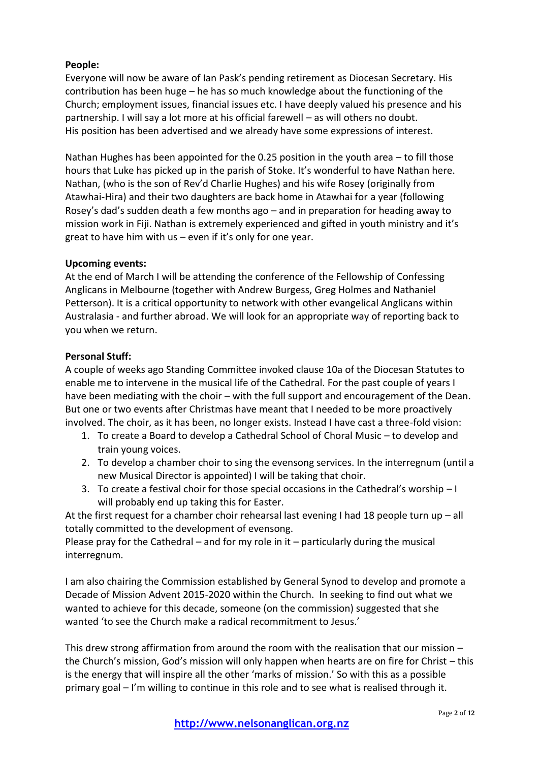**People:**

Everyone will now be aware of Ian Pask's pending retirement as Diocesan Secretary. His contribution has been huge – he has so much knowledge about the functioning of the Church; employment issues, financial issues etc. I have deeply valued his presence and his partnership. I will say a lot more at his official farewell – as will others no doubt. His position has been advertised and we already have some expressions of interest.

Nathan Hughes has been appointed for the 0.25 position in the youth area – to fill those hours that Luke has picked up in the parish of Stoke. It's wonderful to have Nathan here. Nathan, (who is the son of Rev'd Charlie Hughes) and his wife Rosey (originally from Atawhai-Hira) and their two daughters are back home in Atawhai for a year (following Rosey's dad's sudden death a few months ago – and in preparation for heading away to mission work in Fiji. Nathan is extremely experienced and gifted in youth ministry and it's great to have him with us – even if it's only for one year.

**Upcoming events:**

At the end of March I will be attending the conference of the Fellowship of Confessing Anglicans in Melbourne (together with Andrew Burgess, Greg Holmes and Nathaniel Petterson). It is a critical opportunity to network with other evangelical Anglicans within Australasia - and further abroad. We will look for an appropriate way of reporting back to you when we return.

**Personal Stuff:**

A couple of weeks ago Standing Committee invoked clause 10a of the Diocesan Statutes to enable me to intervene in the musical life of the Cathedral. For the past couple of years I have been mediating with the choir – with the full support and encouragement of the Dean. But one or two events after Christmas have meant that I needed to be more proactively involved. The choir, as it has been, no longer exists. Instead I have cast a three-fold vision:

1. To create a Board to develop a Cathedral School of Choral Music – to develop and train young voices.
2. To develop a chamber choir to sing the evensong services. In the interregnum (until a new Musical Director is appointed) I will be taking that choir.
3. To create a festival choir for those special occasions in the Cathedral's worship – I will probably end up taking this for Easter.

At the first request for a chamber choir rehearsal last evening I had 18 people turn up – all totally committed to the development of evensong.
Please pray for the Cathedral – and for my role in it – particularly during the musical interregnum.

I am also chairing the Commission established by General Synod to develop and promote a Decade of Mission Advent 2015-2020 within the Church. In seeking to find out what we wanted to achieve for this decade, someone (on the commission) suggested that she wanted 'to see the Church make a radical recommitment to Jesus.'

This drew strong affirmation from around the room with the realisation that our mission – the Church's mission, God's mission will only happen when hearts are on fire for Christ – this is the energy that will inspire all the other 'marks of mission.' So with this as a possible primary goal – I'm willing to continue in this role and to see what is realised through it.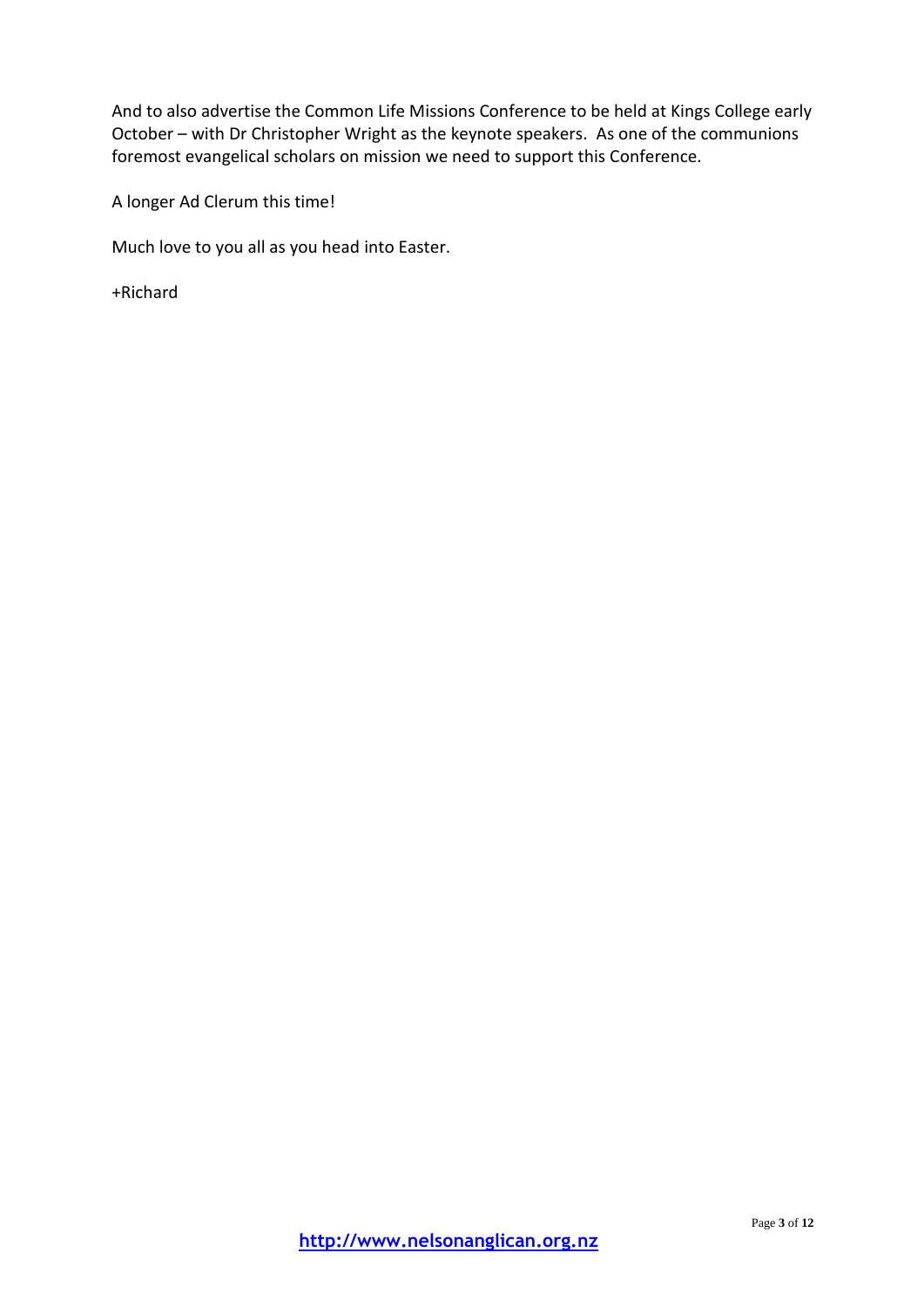And to also advertise the Common Life Missions Conference to be held at Kings College early October – with Dr Christopher Wright as the keynote speakers. As one of the communions foremost evangelical scholars on mission we need to support this Conference.

A longer Ad Clerum this time!

Much love to you all as you head into Easter.

+Richard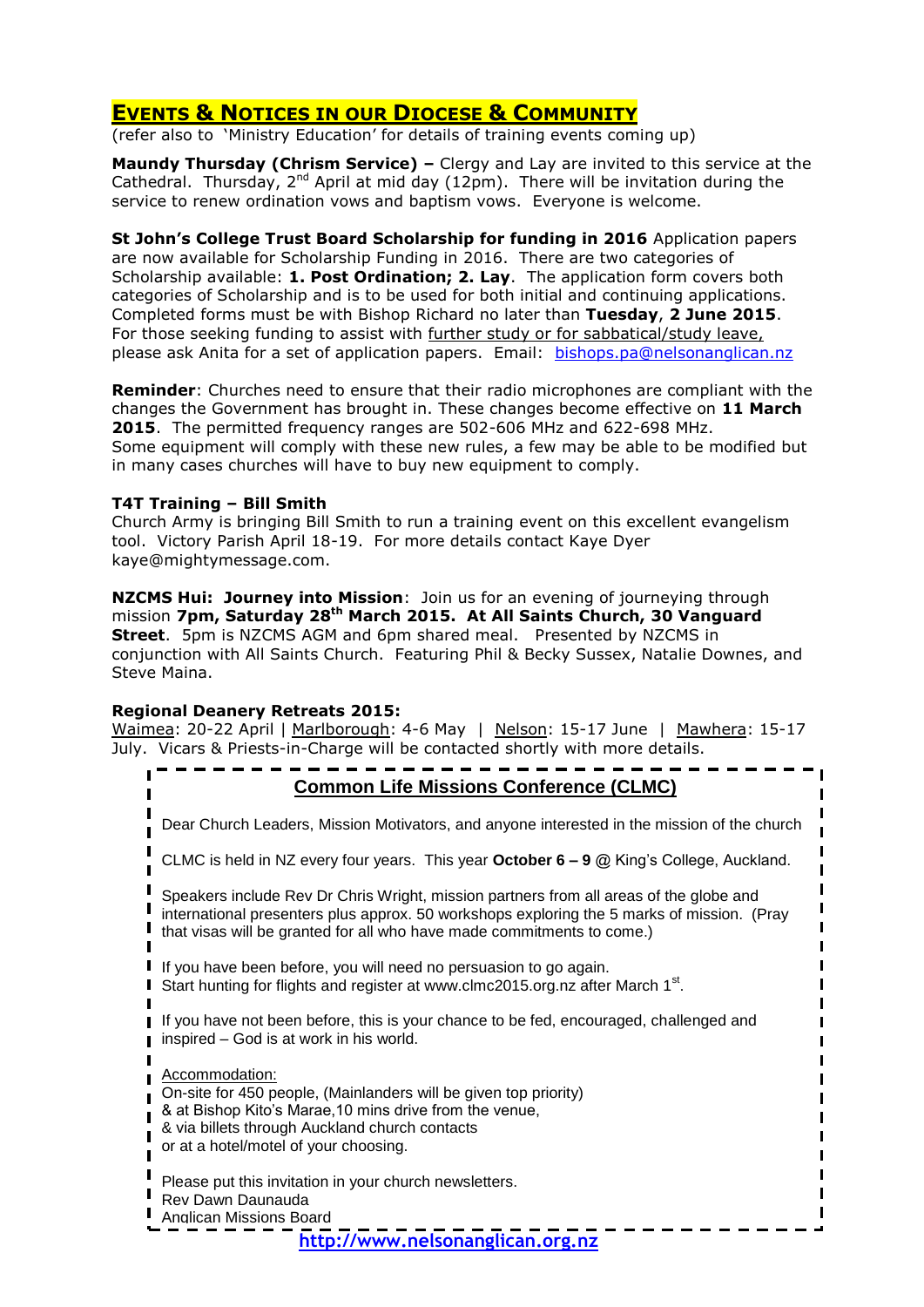## EVENTS & NOTICES IN OUR DIOCESE & COMMUNITY

(refer also to 'Ministry Education' for details of training events coming up)

**Maundy Thursday (Chrism Service) –** Clergy and Lay are invited to this service at the Cathedral. Thursday, 2nd April at mid day (12pm). There will be invitation during the service to renew ordination vows and baptism vows. Everyone is welcome.

**St John's College Trust Board Scholarship for funding in 2016** Application papers are now available for Scholarship Funding in 2016. There are two categories of Scholarship available: **1. Post Ordination; 2. Lay**. The application form covers both categories of Scholarship and is to be used for both initial and continuing applications. Completed forms must be with Bishop Richard no later than **Tuesday**, **2 June 2015**. For those seeking funding to assist with further study or for sabbatical/study leave, please ask Anita for a set of application papers. Email: bishops.pa@nelsonanglican.nz

**Reminder**: Churches need to ensure that their radio microphones are compliant with the changes the Government has brought in. These changes become effective on **11 March 2015**. The permitted frequency ranges are 502-606 MHz and 622-698 MHz. Some equipment will comply with these new rules, a few may be able to be modified but in many cases churches will have to buy new equipment to comply.

**T4T Training – Bill Smith**
Church Army is bringing Bill Smith to run a training event on this excellent evangelism tool. Victory Parish April 18-19. For more details contact Kaye Dyer kaye@mightymessage.com.

**NZCMS Hui: Journey into Mission**: Join us for an evening of journeying through mission **7pm, Saturday 28th March 2015. At All Saints Church, 30 Vanguard Street**. 5pm is NZCMS AGM and 6pm shared meal. Presented by NZCMS in conjunction with All Saints Church. Featuring Phil & Becky Sussex, Natalie Downes, and Steve Maina.

**Regional Deanery Retreats 2015:**
Waimea: 20-22 April | Marlborough: 4-6 May | Nelson: 15-17 June | Mawhera: 15-17 July. Vicars & Priests-in-Charge will be contacted shortly with more details.

### Common Life Missions Conference (CLMC)

Dear Church Leaders, Mission Motivators, and anyone interested in the mission of the church

CLMC is held in NZ every four years. This year **October 6 – 9** @ King's College, Auckland.

Speakers include Rev Dr Chris Wright, mission partners from all areas of the globe and international presenters plus approx. 50 workshops exploring the 5 marks of mission. (Pray that visas will be granted for all who have made commitments to come.)

If you have been before, you will need no persuasion to go again.
Start hunting for flights and register at www.clmc2015.org.nz after March 1st.

If you have not been before, this is your chance to be fed, encouraged, challenged and inspired – God is at work in his world.

Accommodation:
On-site for 450 people, (Mainlanders will be given top priority)
& at Bishop Kito's Marae,10 mins drive from the venue,
& via billets through Auckland church contacts
or at a hotel/motel of your choosing.

Please put this invitation in your church newsletters.
Rev Dawn Daunauda
Anglican Missions Board

http://www.nelsonanglican.org.nz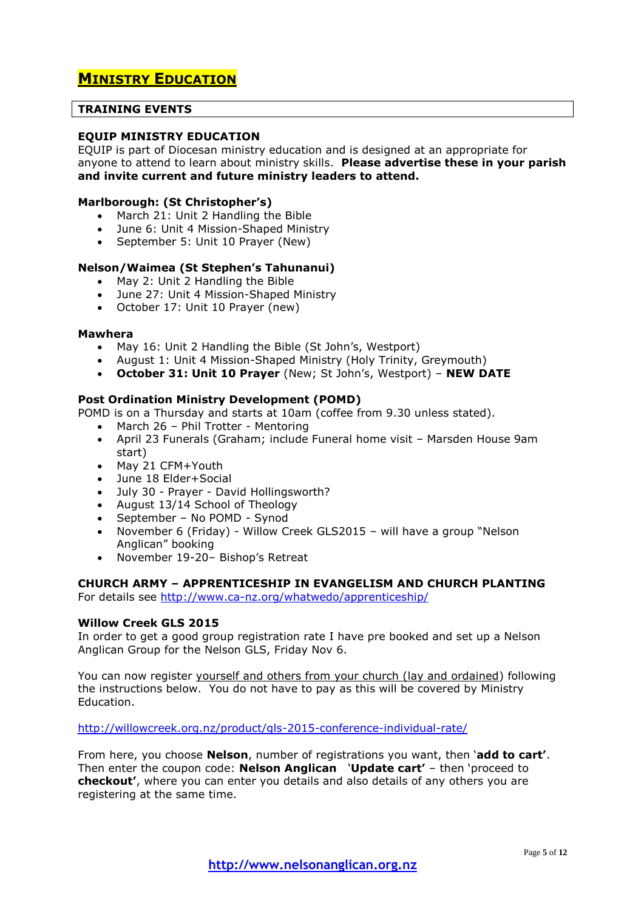# MINISTRY EDUCATION

## TRAINING EVENTS

### EQUIP MINISTRY EDUCATION

EQUIP is part of Diocesan ministry education and is designed at an appropriate for anyone to attend to learn about ministry skills. **Please advertise these in your parish and invite current and future ministry leaders to attend.**

**Marlborough: (St Christopher's)**

- March 21: Unit 2 Handling the Bible
- June 6: Unit 4 Mission-Shaped Ministry
- September 5: Unit 10 Prayer (New)

**Nelson/Waimea (St Stephen's Tahunanui)**

- May 2: Unit 2 Handling the Bible
- June 27: Unit 4 Mission-Shaped Ministry
- October 17: Unit 10 Prayer (new)

**Mawhera**

- May 16: Unit 2 Handling the Bible (St John's, Westport)
- August 1: Unit 4 Mission-Shaped Ministry (Holy Trinity, Greymouth)
- **October 31: Unit 10 Prayer** (New; St John's, Westport) – **NEW DATE**

### Post Ordination Ministry Development (POMD)

POMD is on a Thursday and starts at 10am (coffee from 9.30 unless stated).

- March 26 – Phil Trotter - Mentoring
- April 23 Funerals (Graham; include Funeral home visit – Marsden House 9am start)
- May 21 CFM+Youth
- June 18 Elder+Social
- July 30 - Prayer - David Hollingsworth?
- August 13/14 School of Theology
- September – No POMD - Synod
- November 6 (Friday) - Willow Creek GLS2015 – will have a group "Nelson Anglican" booking
- November 19-20– Bishop's Retreat

### CHURCH ARMY – APPRENTICESHIP IN EVANGELISM AND CHURCH PLANTING

For details see http://www.ca-nz.org/whatwedo/apprenticeship/

### Willow Creek GLS 2015

In order to get a good group registration rate I have pre booked and set up a Nelson Anglican Group for the Nelson GLS, Friday Nov 6.

You can now register yourself and others from your church (lay and ordained) following the instructions below. You do not have to pay as this will be covered by Ministry Education.

http://willowcreek.org.nz/product/gls-2015-conference-individual-rate/

From here, you choose **Nelson**, number of registrations you want, then '**add to cart'**. Then enter the coupon code: **Nelson Anglican** '**Update cart'** – then 'proceed to **checkout'**, where you can enter you details and also details of any others you are registering at the same time.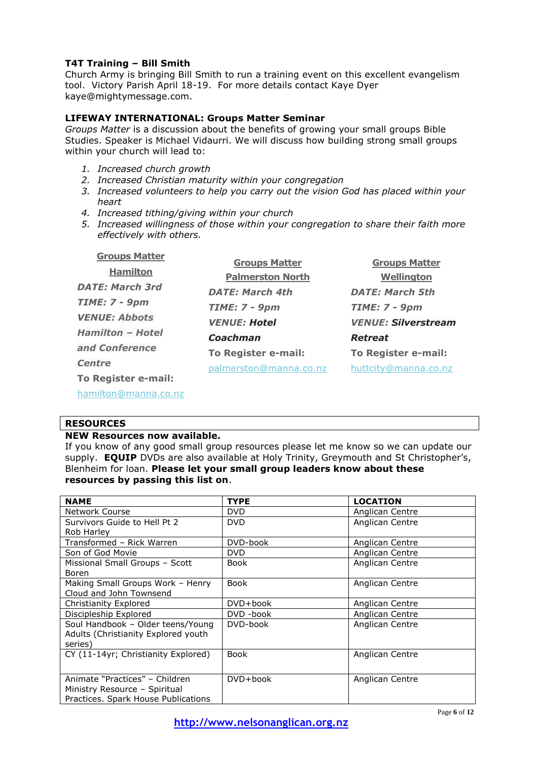**T4T Training – Bill Smith**
Church Army is bringing Bill Smith to run a training event on this excellent evangelism tool. Victory Parish April 18-19. For more details contact Kaye Dyer kaye@mightymessage.com.

**LIFEWAY INTERNATIONAL: Groups Matter Seminar**
*Groups Matter* is a discussion about the benefits of growing your small groups Bible Studies. Speaker is Michael Vidaurri. We will discuss how building strong small groups within your church will lead to:

1. *Increased church growth*
2. *Increased Christian maturity within your congregation*
3. *Increased volunteers to help you carry out the vision God has placed within your heart*
4. *Increased tithing/giving within your church*
5. *Increased willingness of those within your congregation to share their faith more effectively with others.*

**Groups Matter Hamilton**
***DATE: March 3rd***
***TIME: 7 - 9pm***
***VENUE: Abbots Hamilton – Hotel and Conference Centre***
**To Register e-mail:** hamilton@manna.co.nz

**Groups Matter Palmerston North**
***DATE: March 4th***
***TIME: 7 - 9pm***
***VENUE: Hotel Coachman***
**To Register e-mail:** palmerston@manna.co.nz

**Groups Matter Wellington**
***DATE: March 5th***
***TIME: 7 - 9pm***
***VENUE: Silverstream Retreat***
**To Register e-mail:** huttcity@manna.co.nz

## RESOURCES

**NEW Resources now available.**
If you know of any good small group resources please let me know so we can update our supply. **EQUIP** DVDs are also available at Holy Trinity, Greymouth and St Christopher's, Blenheim for loan. **Please let your small group leaders know about these resources by passing this list on**.

| NAME | TYPE | LOCATION |
|---|---|---|
| Network Course | DVD | Anglican Centre |
| Survivors Guide to Hell Pt 2 Rob Harley | DVD | Anglican Centre |
| Transformed – Rick Warren | DVD-book | Anglican Centre |
| Son of God Movie | DVD | Anglican Centre |
| Missional Small Groups – Scott Boren | Book | Anglican Centre |
| Making Small Groups Work – Henry Cloud and John Townsend | Book | Anglican Centre |
| Christianity Explored | DVD+book | Anglican Centre |
| Discipleship Explored | DVD -book | Anglican Centre |
| Soul Handbook – Older teens/Young Adults (Christianity Explored youth series) | DVD-book | Anglican Centre |
| CY (11-14yr; Christianity Explored) | Book | Anglican Centre |
| Animate "Practices" – Children Ministry Resource – Spiritual Practices. Spark House Publications | DVD+book | Anglican Centre |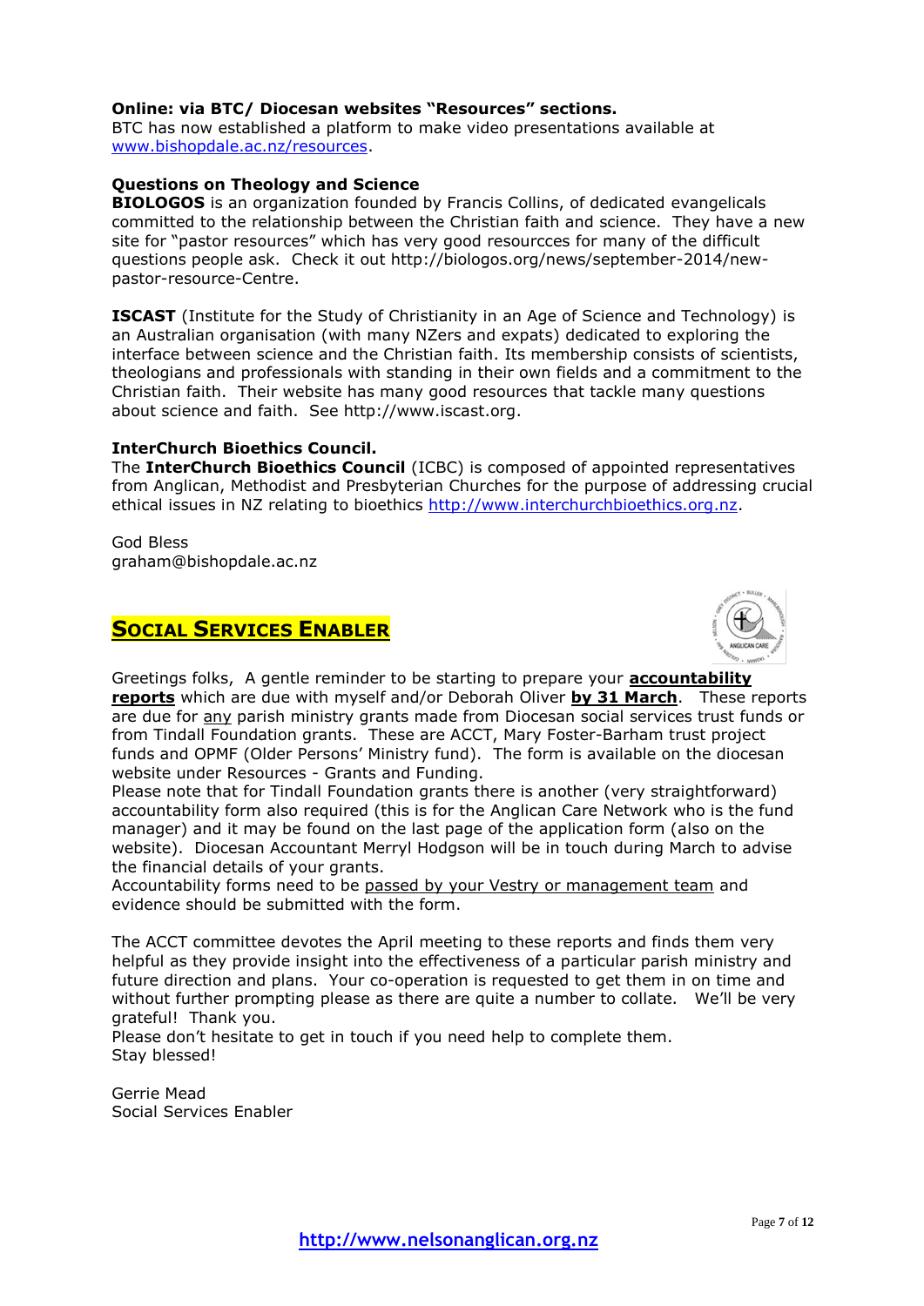**Online: via BTC/ Diocesan websites "Resources" sections.**
BTC has now established a platform to make video presentations available at [www.bishopdale.ac.nz/resources](http://www.bishopdale.ac.nz/resources).

**Questions on Theology and Science**
**BIOLOGOS** is an organization founded by Francis Collins, of dedicated evangelicals committed to the relationship between the Christian faith and science. They have a new site for "pastor resources" which has very good resourcces for many of the difficult questions people ask. Check it out http://biologos.org/news/september-2014/new-pastor-resource-Centre.

**ISCAST** (Institute for the Study of Christianity in an Age of Science and Technology) is an Australian organisation (with many NZers and expats) dedicated to exploring the interface between science and the Christian faith. Its membership consists of scientists, theologians and professionals with standing in their own fields and a commitment to the Christian faith. Their website has many good resources that tackle many questions about science and faith. See http://www.iscast.org.

**InterChurch Bioethics Council.**
The **InterChurch Bioethics Council** (ICBC) is composed of appointed representatives from Anglican, Methodist and Presbyterian Churches for the purpose of addressing crucial ethical issues in NZ relating to bioethics [http://www.interchurchbioethics.org.nz](http://www.interchurchbioethics.org.nz).

God Bless
graham@bishopdale.ac.nz

## SOCIAL SERVICES ENABLER

Greetings folks, A gentle reminder to be starting to prepare your **accountability reports** which are due with myself and/or Deborah Oliver **by 31 March**. These reports are due for any parish ministry grants made from Diocesan social services trust funds or from Tindall Foundation grants. These are ACCT, Mary Foster-Barham trust project funds and OPMF (Older Persons' Ministry fund). The form is available on the diocesan website under Resources - Grants and Funding.
Please note that for Tindall Foundation grants there is another (very straightforward) accountability form also required (this is for the Anglican Care Network who is the fund manager) and it may be found on the last page of the application form (also on the website). Diocesan Accountant Merryl Hodgson will be in touch during March to advise the financial details of your grants.
Accountability forms need to be passed by your Vestry or management team and evidence should be submitted with the form.

The ACCT committee devotes the April meeting to these reports and finds them very helpful as they provide insight into the effectiveness of a particular parish ministry and future direction and plans. Your co-operation is requested to get them in on time and without further prompting please as there are quite a number to collate. We'll be very grateful! Thank you.
Please don't hesitate to get in touch if you need help to complete them.
Stay blessed!

Gerrie Mead
Social Services Enabler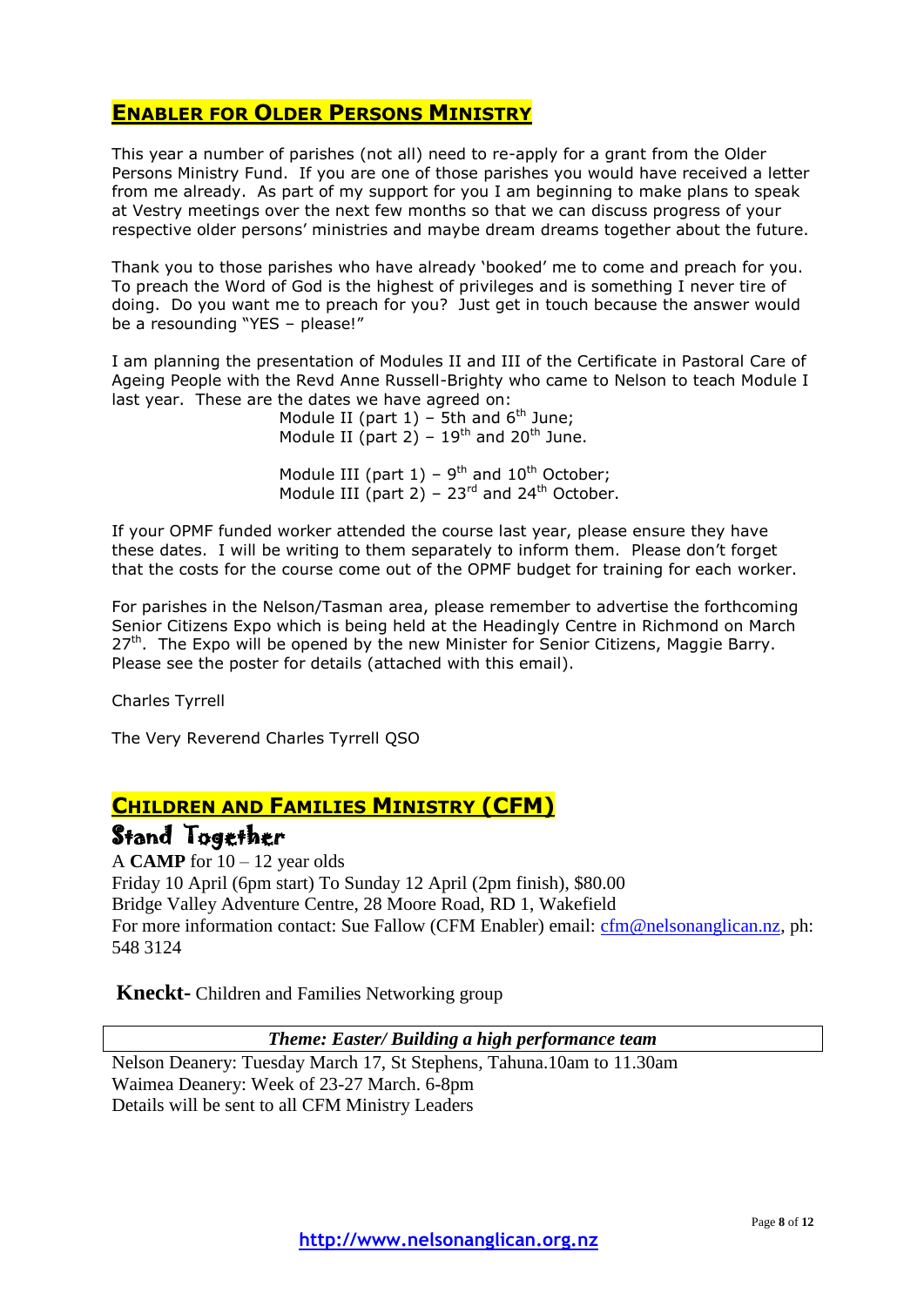## ENABLER FOR OLDER PERSONS MINISTRY

This year a number of parishes (not all) need to re-apply for a grant from the Older Persons Ministry Fund. If you are one of those parishes you would have received a letter from me already. As part of my support for you I am beginning to make plans to speak at Vestry meetings over the next few months so that we can discuss progress of your respective older persons' ministries and maybe dream dreams together about the future.

Thank you to those parishes who have already 'booked' me to come and preach for you. To preach the Word of God is the highest of privileges and is something I never tire of doing. Do you want me to preach for you? Just get in touch because the answer would be a resounding "YES – please!"

I am planning the presentation of Modules II and III of the Certificate in Pastoral Care of Ageing People with the Revd Anne Russell-Brighty who came to Nelson to teach Module I last year. These are the dates we have agreed on:

Module II (part 1) – 5th and 6th June;
Module II (part 2) – 19th and 20th June.

Module III (part 1) – 9th and 10th October;
Module III (part 2) – 23rd and 24th October.

If your OPMF funded worker attended the course last year, please ensure they have these dates. I will be writing to them separately to inform them. Please don't forget that the costs for the course come out of the OPMF budget for training for each worker.

For parishes in the Nelson/Tasman area, please remember to advertise the forthcoming Senior Citizens Expo which is being held at the Headingly Centre in Richmond on March 27th. The Expo will be opened by the new Minister for Senior Citizens, Maggie Barry. Please see the poster for details (attached with this email).

Charles Tyrrell

The Very Reverend Charles Tyrrell QSO

## CHILDREN AND FAMILIES MINISTRY (CFM)

### Stand Together

A **CAMP** for 10 – 12 year olds
Friday 10 April (6pm start) To Sunday 12 April (2pm finish), $80.00
Bridge Valley Adventure Centre, 28 Moore Road, RD 1, Wakefield
For more information contact: Sue Fallow (CFM Enabler) email: cfm@nelsonanglican.nz, ph: 548 3124

**Kneckt-** Children and Families Networking group

***Theme: Easter/ Building a high performance team***

Nelson Deanery: Tuesday March 17, St Stephens, Tahuna.10am to 11.30am
Waimea Deanery: Week of 23-27 March. 6-8pm
Details will be sent to all CFM Ministry Leaders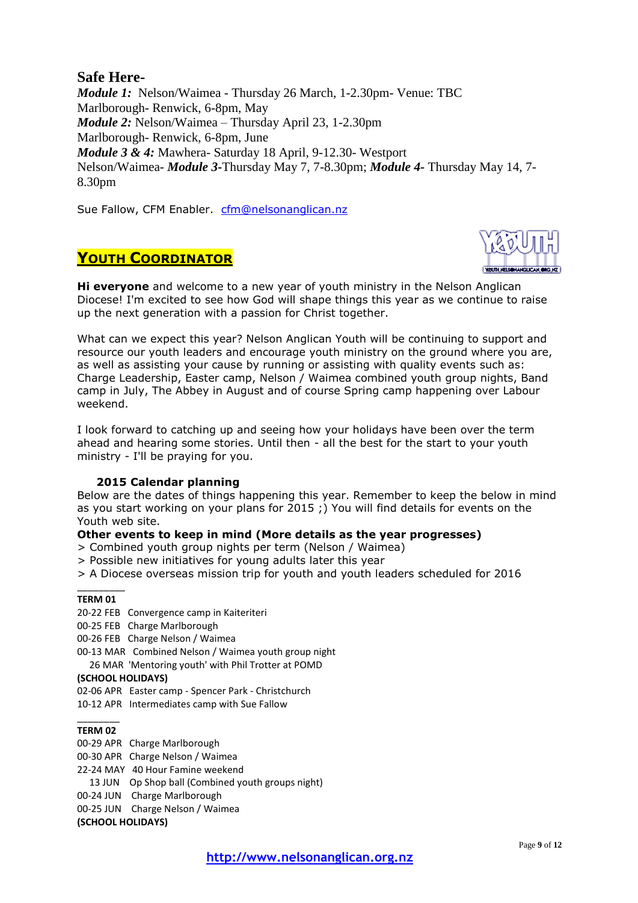## Safe Here-

***Module 1:*** Nelson/Waimea - Thursday 26 March, 1-2.30pm- Venue: TBC
Marlborough- Renwick, 6-8pm, May
***Module 2:*** Nelson/Waimea – Thursday April 23, 1-2.30pm
Marlborough- Renwick, 6-8pm, June
***Module 3 & 4:*** Mawhera- Saturday 18 April, 9-12.30- Westport
Nelson/Waimea- ***Module 3***-Thursday May 7, 7-8.30pm; ***Module 4***- Thursday May 14, 7-8.30pm

Sue Fallow, CFM Enabler. cfm@nelsonanglican.nz

## YOUTH COORDINATOR

**Hi everyone** and welcome to a new year of youth ministry in the Nelson Anglican Diocese! I'm excited to see how God will shape things this year as we continue to raise up the next generation with a passion for Christ together.

What can we expect this year? Nelson Anglican Youth will be continuing to support and resource our youth leaders and encourage youth ministry on the ground where you are, as well as assisting your cause by running or assisting with quality events such as: Charge Leadership, Easter camp, Nelson / Waimea combined youth group nights, Band camp in July, The Abbey in August and of course Spring camp happening over Labour weekend.

I look forward to catching up and seeing how your holidays have been over the term ahead and hearing some stories. Until then - all the best for the start to your youth ministry - I'll be praying for you.

**2015 Calendar planning**

Below are the dates of things happening this year. Remember to keep the below in mind as you start working on your plans for 2015 ;) You will find details for events on the Youth web site.

**Other events to keep in mind (More details as the year progresses)**

> Combined youth group nights per term (Nelson / Waimea)
> Possible new initiatives for young adults later this year
> A Diocese overseas mission trip for youth and youth leaders scheduled for 2016

**TERM 01**

20-22 FEB Convergence camp in Kaiteriteri
00-25 FEB Charge Marlborough
00-26 FEB Charge Nelson / Waimea
00-13 MAR Combined Nelson / Waimea youth group night
26 MAR 'Mentoring youth' with Phil Trotter at POMD

**(SCHOOL HOLIDAYS)**

02-06 APR Easter camp - Spencer Park - Christchurch
10-12 APR Intermediates camp with Sue Fallow

**TERM 02**

00-29 APR Charge Marlborough
00-30 APR Charge Nelson / Waimea
22-24 MAY 40 Hour Famine weekend
13 JUN Op Shop ball (Combined youth groups night)
00-24 JUN Charge Marlborough
00-25 JUN Charge Nelson / Waimea

**(SCHOOL HOLIDAYS)**

http://www.nelsonanglican.org.nz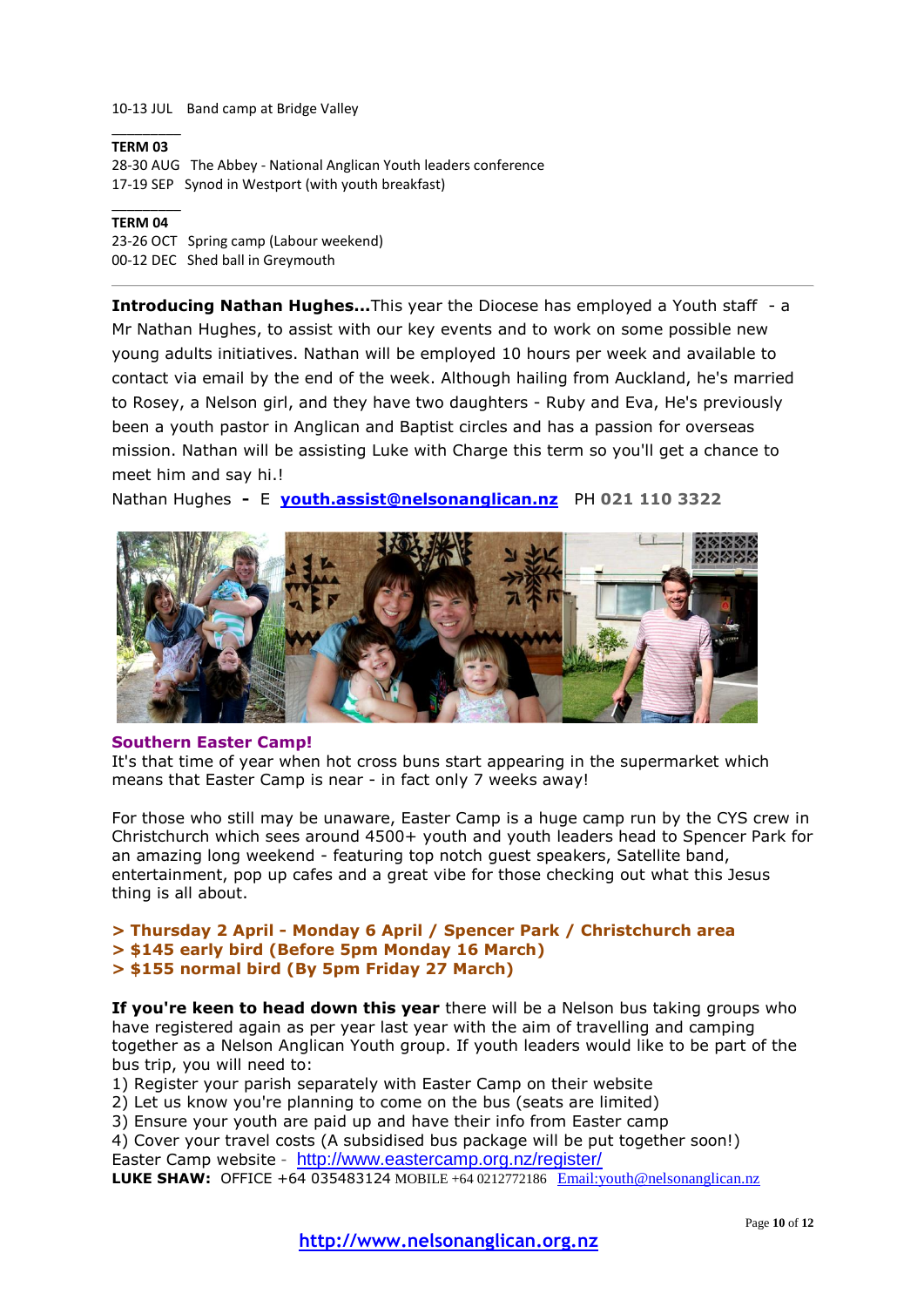10-13 JUL Band camp at Bridge Valley

**TERM 03**

28-30 AUG The Abbey - National Anglican Youth leaders conference

17-19 SEP Synod in Westport (with youth breakfast)

**TERM 04**

23-26 OCT Spring camp (Labour weekend)

00-12 DEC Shed ball in Greymouth

---

**Introducing Nathan Hughes...**This year the Diocese has employed a Youth staff - a Mr Nathan Hughes, to assist with our key events and to work on some possible new young adults initiatives. Nathan will be employed 10 hours per week and available to contact via email by the end of the week. Although hailing from Auckland, he's married to Rosey, a Nelson girl, and they have two daughters - Ruby and Eva, He's previously been a youth pastor in Anglican and Baptist circles and has a passion for overseas mission. Nathan will be assisting Luke with Charge this term so you'll get a chance to meet him and say hi.!

Nathan Hughes **-** E **youth.assist@nelsonanglican.nz** PH **021 110 3322**

## Southern Easter Camp!

It's that time of year when hot cross buns start appearing in the supermarket which means that Easter Camp is near - in fact only 7 weeks away!

For those who still may be unaware, Easter Camp is a huge camp run by the CYS crew in Christchurch which sees around 4500+ youth and youth leaders head to Spencer Park for an amazing long weekend - featuring top notch guest speakers, Satellite band, entertainment, pop up cafes and a great vibe for those checking out what this Jesus thing is all about.

**> Thursday 2 April - Monday 6 April / Spencer Park / Christchurch area**
**> $145 early bird (Before 5pm Monday 16 March)**
**> $155 normal bird (By 5pm Friday 27 March)**

**If you're keen to head down this year** there will be a Nelson bus taking groups who have registered again as per year last year with the aim of travelling and camping together as a Nelson Anglican Youth group. If youth leaders would like to be part of the bus trip, you will need to:

1) Register your parish separately with Easter Camp on their website
2) Let us know you're planning to come on the bus (seats are limited)
3) Ensure your youth are paid up and have their info from Easter camp
4) Cover your travel costs (A subsidised bus package will be put together soon!)

Easter Camp website - http://www.eastercamp.org.nz/register/

**LUKE SHAW:** OFFICE +64 035483124 MOBILE +64 0212772186 Email:youth@nelsonanglican.nz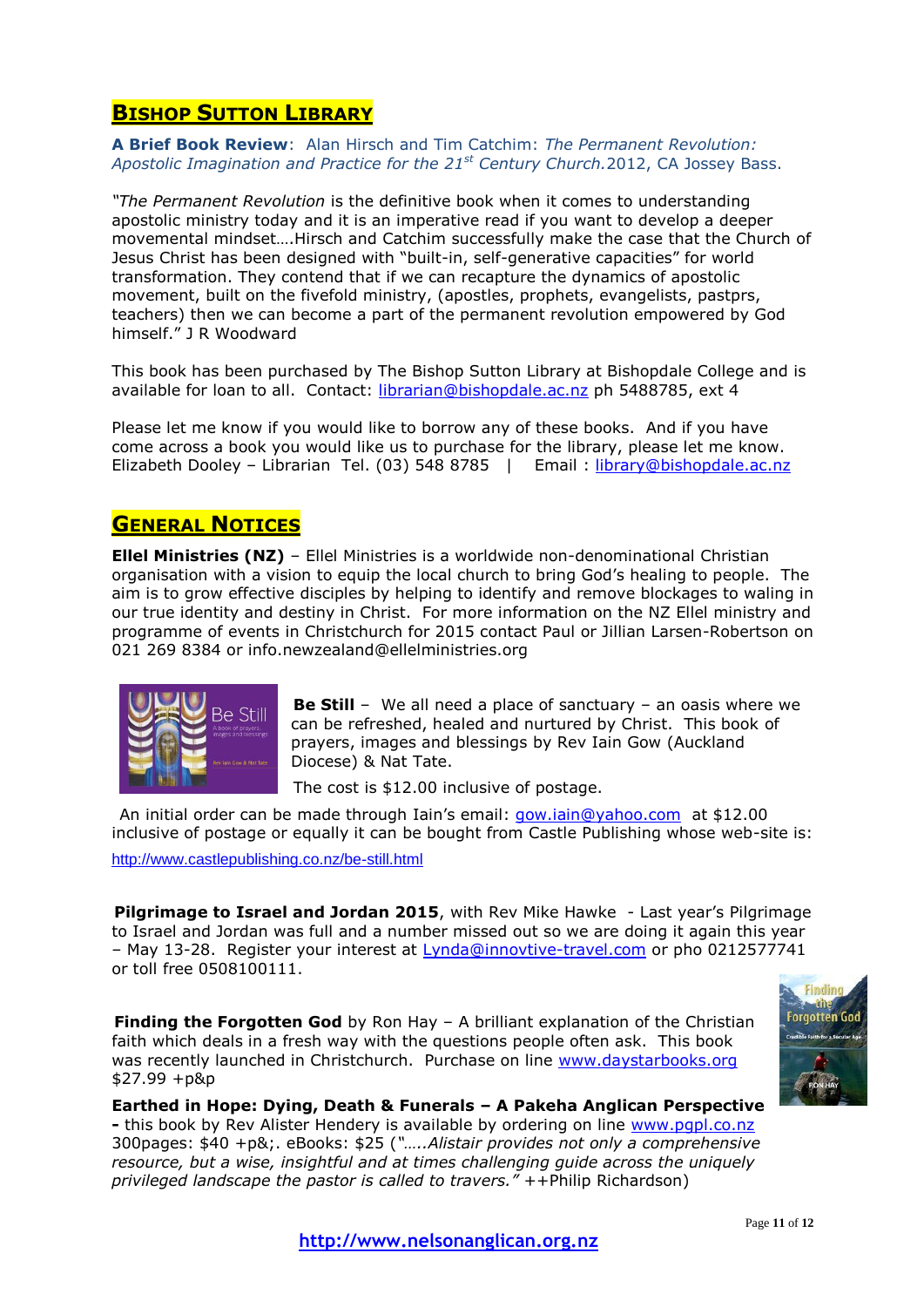## Bishop Sutton Library

**A Brief Book Review**: Alan Hirsch and Tim Catchim: *The Permanent Revolution: Apostolic Imagination and Practice for the 21st Century Church.* 2012, CA Jossey Bass.

*"The Permanent Revolution* is the definitive book when it comes to understanding apostolic ministry today and it is an imperative read if you want to develop a deeper movemental mindset….Hirsch and Catchim successfully make the case that the Church of Jesus Christ has been designed with "built-in, self-generative capacities" for world transformation. They contend that if we can recapture the dynamics of apostolic movement, built on the fivefold ministry, (apostles, prophets, evangelists, pastprs, teachers) then we can become a part of the permanent revolution empowered by God himself." J R Woodward

This book has been purchased by The Bishop Sutton Library at Bishopdale College and is available for loan to all. Contact: librarian@bishopdale.ac.nz ph 5488785, ext 4

Please let me know if you would like to borrow any of these books. And if you have come across a book you would like us to purchase for the library, please let me know. Elizabeth Dooley – Librarian Tel. (03) 548 8785 | Email : library@bishopdale.ac.nz

## General Notices

**Ellel Ministries (NZ)** – Ellel Ministries is a worldwide non-denominational Christian organisation with a vision to equip the local church to bring God's healing to people. The aim is to grow effective disciples by helping to identify and remove blockages to waling in our true identity and destiny in Christ. For more information on the NZ Ellel ministry and programme of events in Christchurch for 2015 contact Paul or Jillian Larsen-Robertson on 021 269 8384 or info.newzealand@ellelministries.org

**Be Still** – We all need a place of sanctuary – an oasis where we can be refreshed, healed and nurtured by Christ. This book of prayers, images and blessings by Rev Iain Gow (Auckland Diocese) & Nat Tate.

The cost is $12.00 inclusive of postage.

An initial order can be made through Iain's email: gow.iain@yahoo.com at $12.00 inclusive of postage or equally it can be bought from Castle Publishing whose web-site is: http://www.castlepublishing.co.nz/be-still.html

**Pilgrimage to Israel and Jordan 2015**, with Rev Mike Hawke - Last year's Pilgrimage to Israel and Jordan was full and a number missed out so we are doing it again this year – May 13-28. Register your interest at Lynda@innovtive-travel.com or pho 0212577741 or toll free 0508100111.

**Finding the Forgotten God** by Ron Hay – A brilliant explanation of the Christian faith which deals in a fresh way with the questions people often ask. This book was recently launched in Christchurch. Purchase on line www.daystarbooks.org $27.99 +p&p

**Earthed in Hope: Dying, Death & Funerals – A Pakeha Anglican Perspective -** this book by Rev Alister Hendery is available by ordering on line www.pgpl.co.nz 300pages: $40 +p&;. eBooks: $25 (*"…..Alistair provides not only a comprehensive resource, but a wise, insightful and at times challenging guide across the uniquely privileged landscape the pastor is called to travers."* ++Philip Richardson)

**http://www.nelsonanglican.org.nz**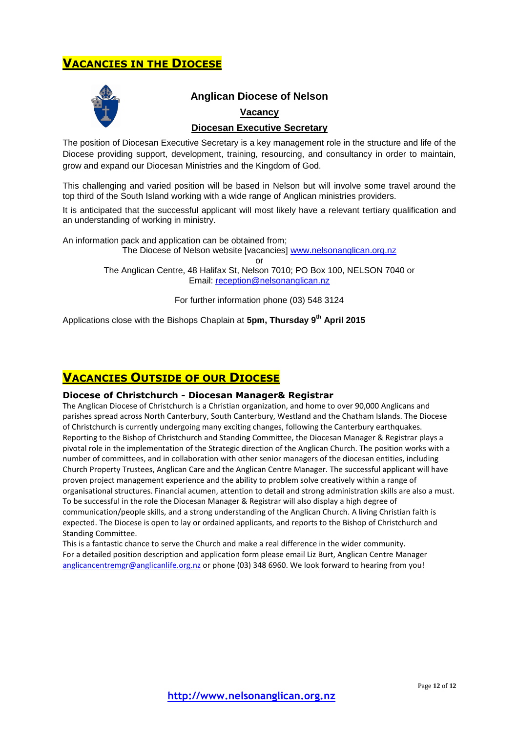## VACANCIES IN THE DIOCESE

### Anglican Diocese of Nelson

**Vacancy**

**Diocesan Executive Secretary**

The position of Diocesan Executive Secretary is a key management role in the structure and life of the Diocese providing support, development, training, resourcing, and consultancy in order to maintain, grow and expand our Diocesan Ministries and the Kingdom of God.

This challenging and varied position will be based in Nelson but will involve some travel around the top third of the South Island working with a wide range of Anglican ministries providers.

It is anticipated that the successful applicant will most likely have a relevant tertiary qualification and an understanding of working in ministry.

An information pack and application can be obtained from;

The Diocese of Nelson website [vacancies] www.nelsonanglican.org.nz

or

The Anglican Centre, 48 Halifax St, Nelson 7010; PO Box 100, NELSON 7040 or
Email: reception@nelsonanglican.nz

For further information phone (03) 548 3124

Applications close with the Bishops Chaplain at **5pm, Thursday 9th April 2015**

## VACANCIES OUTSIDE OF OUR DIOCESE

### Diocese of Christchurch - Diocesan Manager& Registrar

The Anglican Diocese of Christchurch is a Christian organization, and home to over 90,000 Anglicans and parishes spread across North Canterbury, South Canterbury, Westland and the Chatham Islands. The Diocese of Christchurch is currently undergoing many exciting changes, following the Canterbury earthquakes. Reporting to the Bishop of Christchurch and Standing Committee, the Diocesan Manager & Registrar plays a pivotal role in the implementation of the Strategic direction of the Anglican Church. The position works with a number of committees, and in collaboration with other senior managers of the diocesan entities, including Church Property Trustees, Anglican Care and the Anglican Centre Manager. The successful applicant will have proven project management experience and the ability to problem solve creatively within a range of organisational structures. Financial acumen, attention to detail and strong administration skills are also a must. To be successful in the role the Diocesan Manager & Registrar will also display a high degree of communication/people skills, and a strong understanding of the Anglican Church. A living Christian faith is expected. The Diocese is open to lay or ordained applicants, and reports to the Bishop of Christchurch and Standing Committee.

This is a fantastic chance to serve the Church and make a real difference in the wider community.
For a detailed position description and application form please email Liz Burt, Anglican Centre Manager anglicancentremgr@anglicanlife.org.nz or phone (03) 348 6960. We look forward to hearing from you!